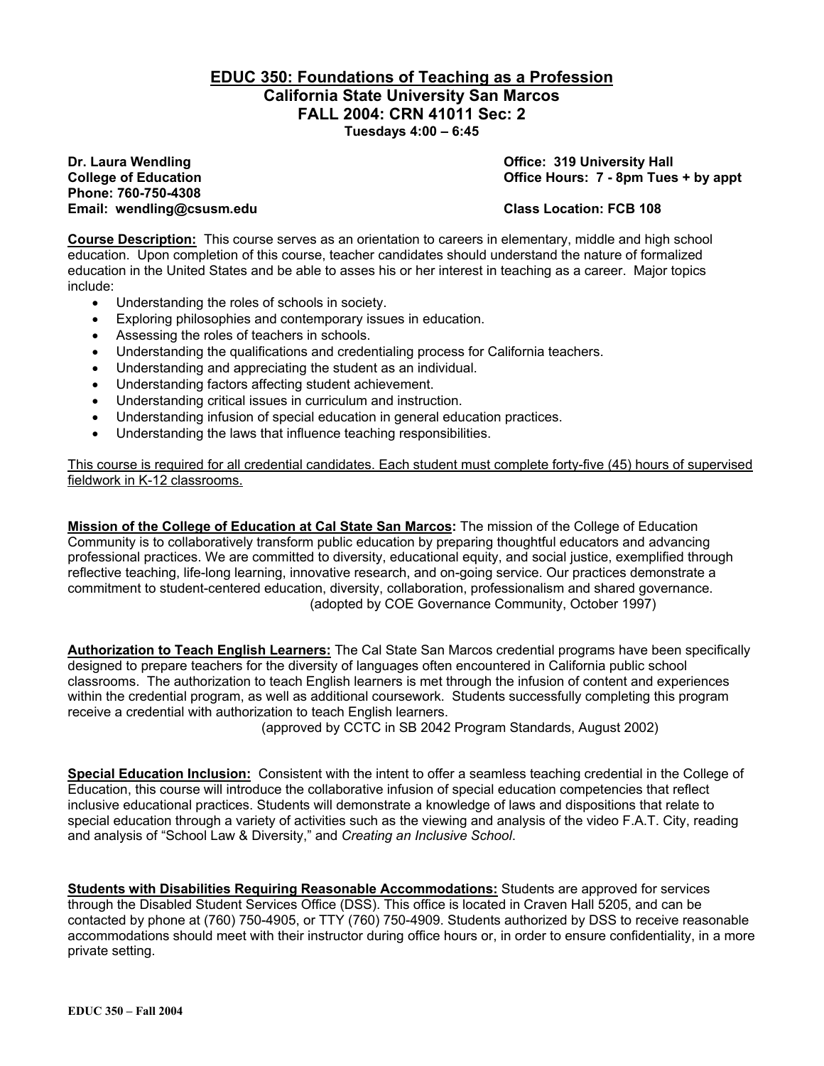# EDUC 350: Foundations of Teaching as a Profession
## California State University San Marcos
## FALL 2004: CRN 41011 Sec: 2
**Tuesdays 4:00 – 6:45**

**Dr. Laura Wendling**
**College of Education**
**Phone: 760-750-4308**
**Email: wendling@csusm.edu**

**Office: 319 University Hall**
**Office Hours: 7 - 8pm Tues + by appt**
**Class Location: FCB 108**

**Course Description:** This course serves as an orientation to careers in elementary, middle and high school education. Upon completion of this course, teacher candidates should understand the nature of formalized education in the United States and be able to asses his or her interest in teaching as a career. Major topics include:

- Understanding the roles of schools in society.
- Exploring philosophies and contemporary issues in education.
- Assessing the roles of teachers in schools.
- Understanding the qualifications and credentialing process for California teachers.
- Understanding and appreciating the student as an individual.
- Understanding factors affecting student achievement.
- Understanding critical issues in curriculum and instruction.
- Understanding infusion of special education in general education practices.
- Understanding the laws that influence teaching responsibilities.

This course is required for all credential candidates. Each student must complete forty-five (45) hours of supervised fieldwork in K-12 classrooms.

**Mission of the College of Education at Cal State San Marcos:** The mission of the College of Education Community is to collaboratively transform public education by preparing thoughtful educators and advancing professional practices. We are committed to diversity, educational equity, and social justice, exemplified through reflective teaching, life-long learning, innovative research, and on-going service. Our practices demonstrate a commitment to student-centered education, diversity, collaboration, professionalism and shared governance.
(adopted by COE Governance Community, October 1997)

**Authorization to Teach English Learners:** The Cal State San Marcos credential programs have been specifically designed to prepare teachers for the diversity of languages often encountered in California public school classrooms. The authorization to teach English learners is met through the infusion of content and experiences within the credential program, as well as additional coursework. Students successfully completing this program receive a credential with authorization to teach English learners.
(approved by CCTC in SB 2042 Program Standards, August 2002)

**Special Education Inclusion:** Consistent with the intent to offer a seamless teaching credential in the College of Education, this course will introduce the collaborative infusion of special education competencies that reflect inclusive educational practices. Students will demonstrate a knowledge of laws and dispositions that relate to special education through a variety of activities such as the viewing and analysis of the video F.A.T. City, reading and analysis of "School Law & Diversity," and *Creating an Inclusive School*.

**Students with Disabilities Requiring Reasonable Accommodations:** Students are approved for services through the Disabled Student Services Office (DSS). This office is located in Craven Hall 5205, and can be contacted by phone at (760) 750-4905, or TTY (760) 750-4909. Students authorized by DSS to receive reasonable accommodations should meet with their instructor during office hours or, in order to ensure confidentiality, in a more private setting.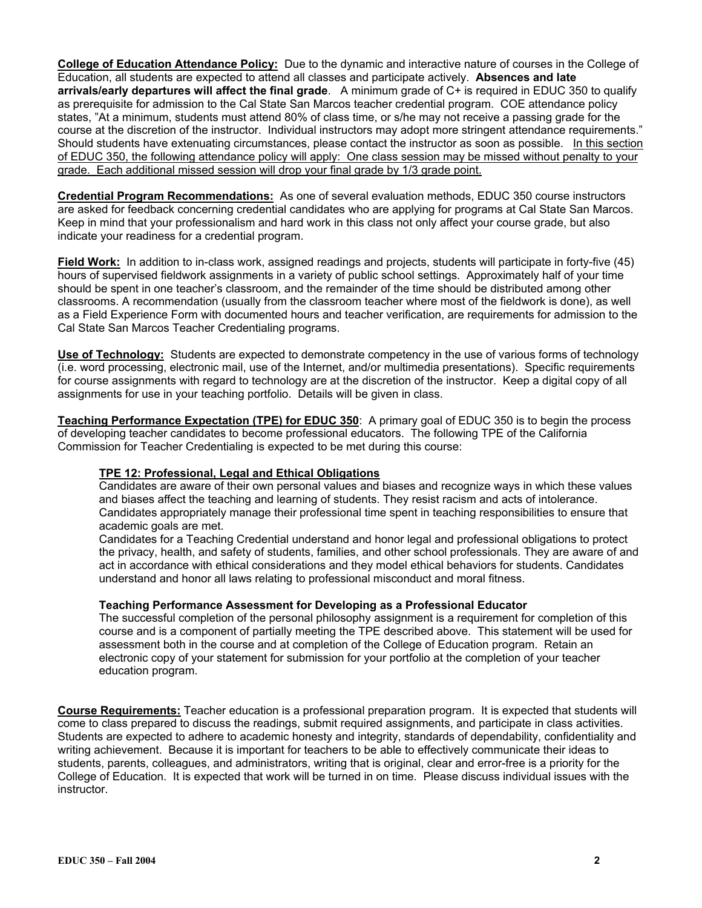**College of Education Attendance Policy:** Due to the dynamic and interactive nature of courses in the College of Education, all students are expected to attend all classes and participate actively. **Absences and late arrivals/early departures will affect the final grade**. A minimum grade of C+ is required in EDUC 350 to qualify as prerequisite for admission to the Cal State San Marcos teacher credential program. COE attendance policy states, "At a minimum, students must attend 80% of class time, or s/he may not receive a passing grade for the course at the discretion of the instructor. Individual instructors may adopt more stringent attendance requirements." Should students have extenuating circumstances, please contact the instructor as soon as possible. In this section of EDUC 350, the following attendance policy will apply: One class session may be missed without penalty to your grade. Each additional missed session will drop your final grade by 1/3 grade point.

**Credential Program Recommendations:** As one of several evaluation methods, EDUC 350 course instructors are asked for feedback concerning credential candidates who are applying for programs at Cal State San Marcos. Keep in mind that your professionalism and hard work in this class not only affect your course grade, but also indicate your readiness for a credential program.

**Field Work:** In addition to in-class work, assigned readings and projects, students will participate in forty-five (45) hours of supervised fieldwork assignments in a variety of public school settings. Approximately half of your time should be spent in one teacher's classroom, and the remainder of the time should be distributed among other classrooms. A recommendation (usually from the classroom teacher where most of the fieldwork is done), as well as a Field Experience Form with documented hours and teacher verification, are requirements for admission to the Cal State San Marcos Teacher Credentialing programs.

**Use of Technology:** Students are expected to demonstrate competency in the use of various forms of technology (i.e. word processing, electronic mail, use of the Internet, and/or multimedia presentations). Specific requirements for course assignments with regard to technology are at the discretion of the instructor. Keep a digital copy of all assignments for use in your teaching portfolio. Details will be given in class.

**Teaching Performance Expectation (TPE) for EDUC 350**: A primary goal of EDUC 350 is to begin the process of developing teacher candidates to become professional educators. The following TPE of the California Commission for Teacher Credentialing is expected to be met during this course:

**TPE 12: Professional, Legal and Ethical Obligations**

Candidates are aware of their own personal values and biases and recognize ways in which these values and biases affect the teaching and learning of students. They resist racism and acts of intolerance. Candidates appropriately manage their professional time spent in teaching responsibilities to ensure that academic goals are met.

Candidates for a Teaching Credential understand and honor legal and professional obligations to protect the privacy, health, and safety of students, families, and other school professionals. They are aware of and act in accordance with ethical considerations and they model ethical behaviors for students. Candidates understand and honor all laws relating to professional misconduct and moral fitness.

**Teaching Performance Assessment for Developing as a Professional Educator**

The successful completion of the personal philosophy assignment is a requirement for completion of this course and is a component of partially meeting the TPE described above. This statement will be used for assessment both in the course and at completion of the College of Education program. Retain an electronic copy of your statement for submission for your portfolio at the completion of your teacher education program.

**Course Requirements:** Teacher education is a professional preparation program. It is expected that students will come to class prepared to discuss the readings, submit required assignments, and participate in class activities. Students are expected to adhere to academic honesty and integrity, standards of dependability, confidentiality and writing achievement. Because it is important for teachers to be able to effectively communicate their ideas to students, parents, colleagues, and administrators, writing that is original, clear and error-free is a priority for the College of Education. It is expected that work will be turned in on time. Please discuss individual issues with the instructor.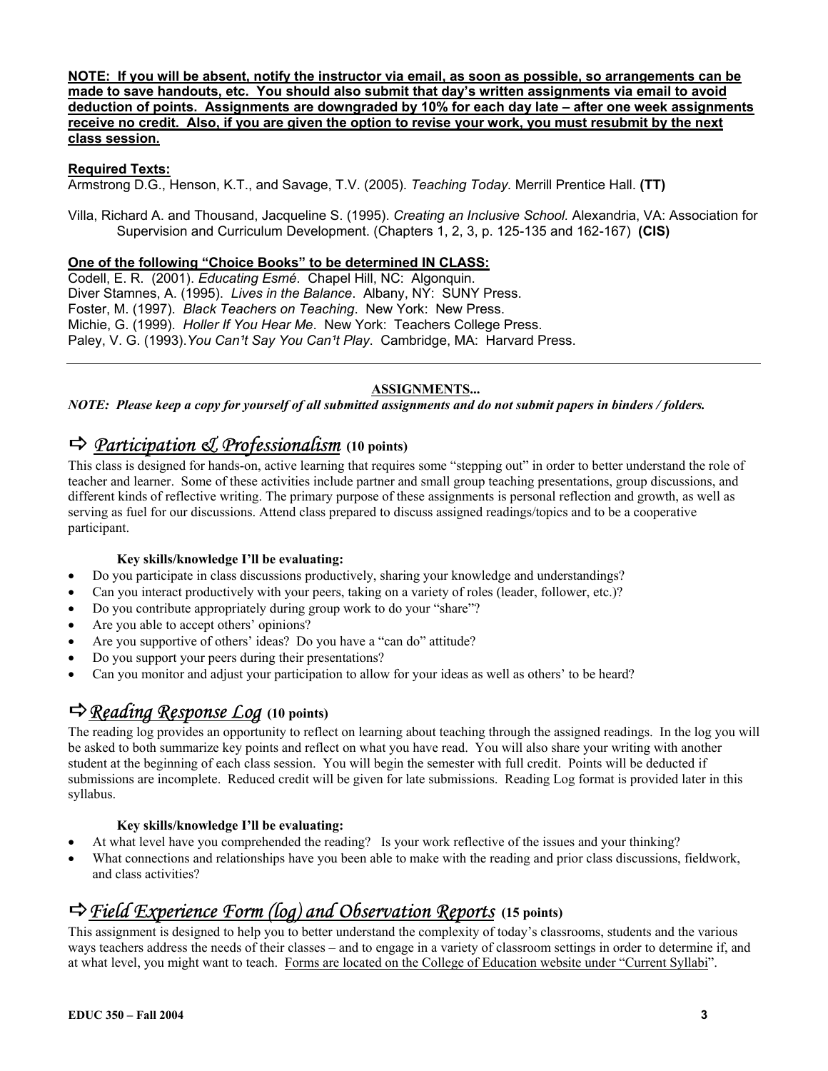**NOTE: If you will be absent, notify the instructor via email, as soon as possible, so arrangements can be made to save handouts, etc. You should also submit that day's written assignments via email to avoid deduction of points. Assignments are downgraded by 10% for each day late – after one week assignments receive no credit. Also, if you are given the option to revise your work, you must resubmit by the next class session.**

**Required Texts:**

Armstrong D.G., Henson, K.T., and Savage, T.V. (2005). *Teaching Today.* Merrill Prentice Hall. **(TT)**

Villa, Richard A. and Thousand, Jacqueline S. (1995). *Creating an Inclusive School.* Alexandria, VA: Association for Supervision and Curriculum Development. (Chapters 1, 2, 3, p. 125-135 and 162-167) **(CIS)**

**One of the following "Choice Books" to be determined IN CLASS:**

Codell, E. R. (2001). *Educating Esmé*. Chapel Hill, NC: Algonquin.
Diver Stamnes, A. (1995). *Lives in the Balance*. Albany, NY: SUNY Press.
Foster, M. (1997). *Black Teachers on Teaching*. New York: New Press.
Michie, G. (1999). *Holler If You Hear Me*. New York: Teachers College Press.
Paley, V. G. (1993). *You Can't Say You Can't Play*. Cambridge, MA: Harvard Press.

---

## ASSIGNMENTS...

***NOTE: Please keep a copy for yourself of all submitted assignments and do not submit papers in binders / folders.***

### ⇨ *Participation & Professionalism* (10 points)

This class is designed for hands-on, active learning that requires some "stepping out" in order to better understand the role of teacher and learner. Some of these activities include partner and small group teaching presentations, group discussions, and different kinds of reflective writing. The primary purpose of these assignments is personal reflection and growth, as well as serving as fuel for our discussions. Attend class prepared to discuss assigned readings/topics and to be a cooperative participant.

**Key skills/knowledge I'll be evaluating:**

- Do you participate in class discussions productively, sharing your knowledge and understandings?
- Can you interact productively with your peers, taking on a variety of roles (leader, follower, etc.)?
- Do you contribute appropriately during group work to do your "share"?
- Are you able to accept others' opinions?
- Are you supportive of others' ideas? Do you have a "can do" attitude?
- Do you support your peers during their presentations?
- Can you monitor and adjust your participation to allow for your ideas as well as others' to be heard?

### ⇨ *Reading Response Log* (10 points)

The reading log provides an opportunity to reflect on learning about teaching through the assigned readings. In the log you will be asked to both summarize key points and reflect on what you have read. You will also share your writing with another student at the beginning of each class session. You will begin the semester with full credit. Points will be deducted if submissions are incomplete. Reduced credit will be given for late submissions. Reading Log format is provided later in this syllabus.

**Key skills/knowledge I'll be evaluating:**

- At what level have you comprehended the reading? Is your work reflective of the issues and your thinking?
- What connections and relationships have you been able to make with the reading and prior class discussions, fieldwork, and class activities?

### ⇨ *Field Experience Form (log) and Observation Reports* (15 points)

This assignment is designed to help you to better understand the complexity of today's classrooms, students and the various ways teachers address the needs of their classes – and to engage in a variety of classroom settings in order to determine if, and at what level, you might want to teach. Forms are located on the College of Education website under "Current Syllabi".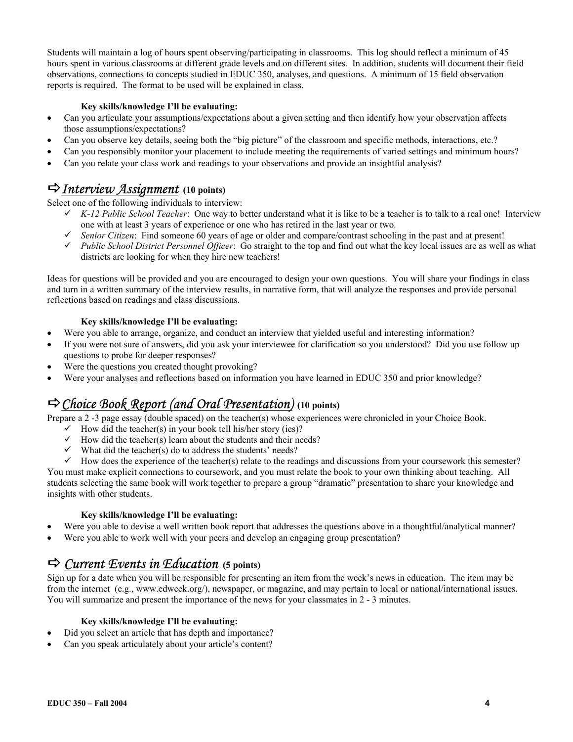Students will maintain a log of hours spent observing/participating in classrooms. This log should reflect a minimum of 45 hours spent in various classrooms at different grade levels and on different sites. In addition, students will document their field observations, connections to concepts studied in EDUC 350, analyses, and questions. A minimum of 15 field observation reports is required. The format to be used will be explained in class.

**Key skills/knowledge I'll be evaluating:**

- Can you articulate your assumptions/expectations about a given setting and then identify how your observation affects those assumptions/expectations?
- Can you observe key details, seeing both the "big picture" of the classroom and specific methods, interactions, etc.?
- Can you responsibly monitor your placement to include meeting the requirements of varied settings and minimum hours?
- Can you relate your class work and readings to your observations and provide an insightful analysis?

## ⇨ *Interview Assignment* (10 points)

Select one of the following individuals to interview:

- ✓ *K-12 Public School Teacher*: One way to better understand what it is like to be a teacher is to talk to a real one! Interview one with at least 3 years of experience or one who has retired in the last year or two.
- ✓ *Senior Citizen*: Find someone 60 years of age or older and compare/contrast schooling in the past and at present!
- ✓ *Public School District Personnel Officer*: Go straight to the top and find out what the key local issues are as well as what districts are looking for when they hire new teachers!

Ideas for questions will be provided and you are encouraged to design your own questions. You will share your findings in class and turn in a written summary of the interview results, in narrative form, that will analyze the responses and provide personal reflections based on readings and class discussions.

**Key skills/knowledge I'll be evaluating:**

- Were you able to arrange, organize, and conduct an interview that yielded useful and interesting information?
- If you were not sure of answers, did you ask your interviewee for clarification so you understood? Did you use follow up questions to probe for deeper responses?
- Were the questions you created thought provoking?
- Were your analyses and reflections based on information you have learned in EDUC 350 and prior knowledge?

## ⇨ *Choice Book Report (and Oral Presentation)* (10 points)

Prepare a 2 -3 page essay (double spaced) on the teacher(s) whose experiences were chronicled in your Choice Book.

- ✓ How did the teacher(s) in your book tell his/her story (ies)?
- ✓ How did the teacher(s) learn about the students and their needs?
- ✓ What did the teacher(s) do to address the students' needs?
- ✓ How does the experience of the teacher(s) relate to the readings and discussions from your coursework this semester?

You must make explicit connections to coursework, and you must relate the book to your own thinking about teaching. All students selecting the same book will work together to prepare a group "dramatic" presentation to share your knowledge and insights with other students.

**Key skills/knowledge I'll be evaluating:**

- Were you able to devise a well written book report that addresses the questions above in a thoughtful/analytical manner?
- Were you able to work well with your peers and develop an engaging group presentation?

## ⇨ *Current Events in Education* (5 points)

Sign up for a date when you will be responsible for presenting an item from the week's news in education. The item may be from the internet (e.g., www.edweek.org/), newspaper, or magazine, and may pertain to local or national/international issues. You will summarize and present the importance of the news for your classmates in 2 - 3 minutes.

**Key skills/knowledge I'll be evaluating:**

- Did you select an article that has depth and importance?
- Can you speak articulately about your article's content?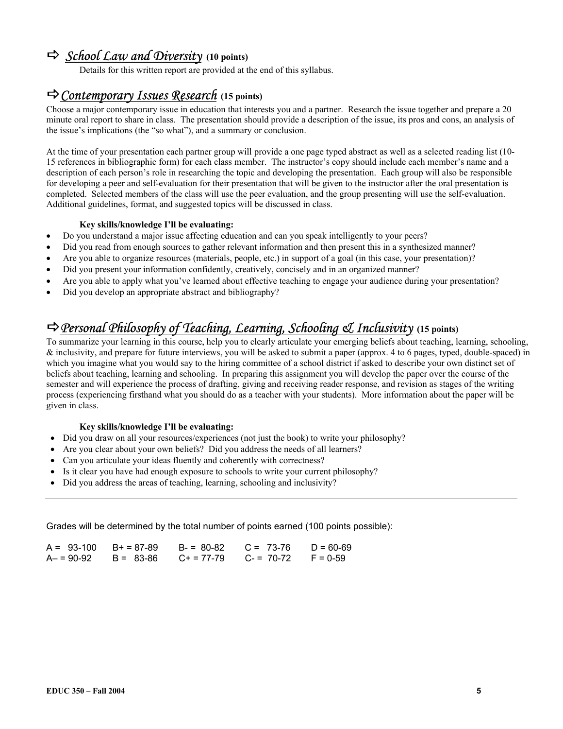## ⇨ *School Law and Diversity* **(10 points)**

Details for this written report are provided at the end of this syllabus.

## ⇨ *Contemporary Issues Research* **(15 points)**

Choose a major contemporary issue in education that interests you and a partner. Research the issue together and prepare a 20 minute oral report to share in class. The presentation should provide a description of the issue, its pros and cons, an analysis of the issue's implications (the "so what"), and a summary or conclusion.

At the time of your presentation each partner group will provide a one page typed abstract as well as a selected reading list (10-15 references in bibliographic form) for each class member. The instructor's copy should include each member's name and a description of each person's role in researching the topic and developing the presentation. Each group will also be responsible for developing a peer and self-evaluation for their presentation that will be given to the instructor after the oral presentation is completed. Selected members of the class will use the peer evaluation, and the group presenting will use the self-evaluation. Additional guidelines, format, and suggested topics will be discussed in class.

**Key skills/knowledge I'll be evaluating:**

- Do you understand a major issue affecting education and can you speak intelligently to your peers?
- Did you read from enough sources to gather relevant information and then present this in a synthesized manner?
- Are you able to organize resources (materials, people, etc.) in support of a goal (in this case, your presentation)?
- Did you present your information confidently, creatively, concisely and in an organized manner?
- Are you able to apply what you've learned about effective teaching to engage your audience during your presentation?
- Did you develop an appropriate abstract and bibliography?

## ⇨ *Personal Philosophy of Teaching, Learning, Schooling & Inclusivity* **(15 points)**

To summarize your learning in this course, help you to clearly articulate your emerging beliefs about teaching, learning, schooling, & inclusivity, and prepare for future interviews, you will be asked to submit a paper (approx. 4 to 6 pages, typed, double-spaced) in which you imagine what you would say to the hiring committee of a school district if asked to describe your own distinct set of beliefs about teaching, learning and schooling. In preparing this assignment you will develop the paper over the course of the semester and will experience the process of drafting, giving and receiving reader response, and revision as stages of the writing process (experiencing firsthand what you should do as a teacher with your students). More information about the paper will be given in class.

**Key skills/knowledge I'll be evaluating:**

- Did you draw on all your resources/experiences (not just the book) to write your philosophy?
- Are you clear about your own beliefs? Did you address the needs of all learners?
- Can you articulate your ideas fluently and coherently with correctness?
- Is it clear you have had enough exposure to schools to write your current philosophy?
- Did you address the areas of teaching, learning, schooling and inclusivity?

---

Grades will be determined by the total number of points earned (100 points possible):

| | | | | |
|---|---|---|---|---|
| A = 93-100 | B+ = 87-89 | B- = 80-82 | C = 73-76 | D = 60-69 |
| A– = 90-92 | B = 83-86 | C+ = 77-79 | C- = 70-72 | F = 0-59 |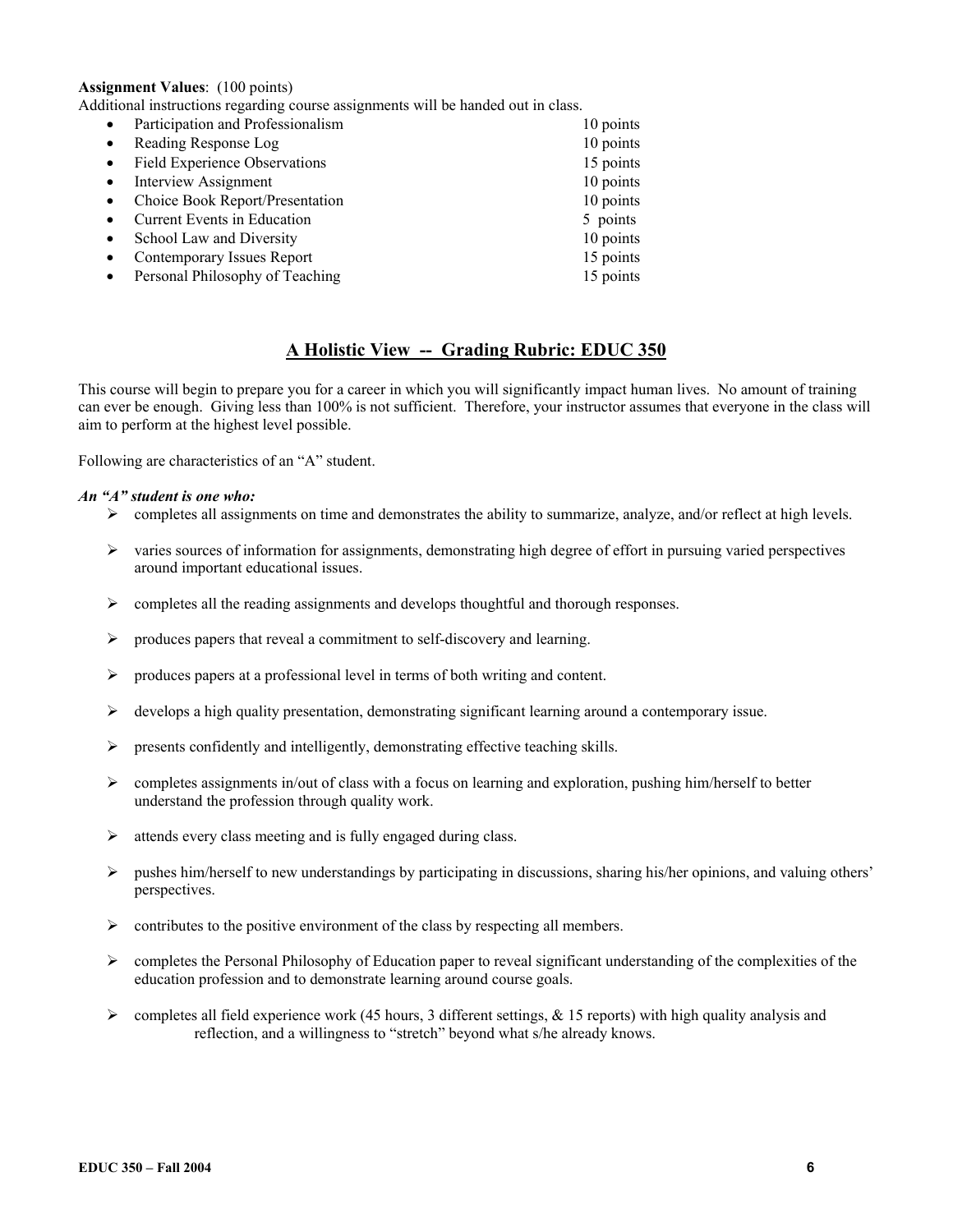**Assignment Values**: (100 points)
Additional instructions regarding course assignments will be handed out in class.

| | |
|---|---|
| • Participation and Professionalism | 10 points |
| • Reading Response Log | 10 points |
| • Field Experience Observations | 15 points |
| • Interview Assignment | 10 points |
| • Choice Book Report/Presentation | 10 points |
| • Current Events in Education | 5 points |
| • School Law and Diversity | 10 points |
| • Contemporary Issues Report | 15 points |
| • Personal Philosophy of Teaching | 15 points |

## A Holistic View -- Grading Rubric: EDUC 350

This course will begin to prepare you for a career in which you will significantly impact human lives. No amount of training can ever be enough. Giving less than 100% is not sufficient. Therefore, your instructor assumes that everyone in the class will aim to perform at the highest level possible.

Following are characteristics of an "A" student.

***An "A" student is one who:***

- completes all assignments on time and demonstrates the ability to summarize, analyze, and/or reflect at high levels.
- varies sources of information for assignments, demonstrating high degree of effort in pursuing varied perspectives around important educational issues.
- completes all the reading assignments and develops thoughtful and thorough responses.
- produces papers that reveal a commitment to self-discovery and learning.
- produces papers at a professional level in terms of both writing and content.
- develops a high quality presentation, demonstrating significant learning around a contemporary issue.
- presents confidently and intelligently, demonstrating effective teaching skills.
- completes assignments in/out of class with a focus on learning and exploration, pushing him/herself to better understand the profession through quality work.
- attends every class meeting and is fully engaged during class.
- pushes him/herself to new understandings by participating in discussions, sharing his/her opinions, and valuing others' perspectives.
- contributes to the positive environment of the class by respecting all members.
- completes the Personal Philosophy of Education paper to reveal significant understanding of the complexities of the education profession and to demonstrate learning around course goals.
- completes all field experience work (45 hours, 3 different settings, & 15 reports) with high quality analysis and reflection, and a willingness to "stretch" beyond what s/he already knows.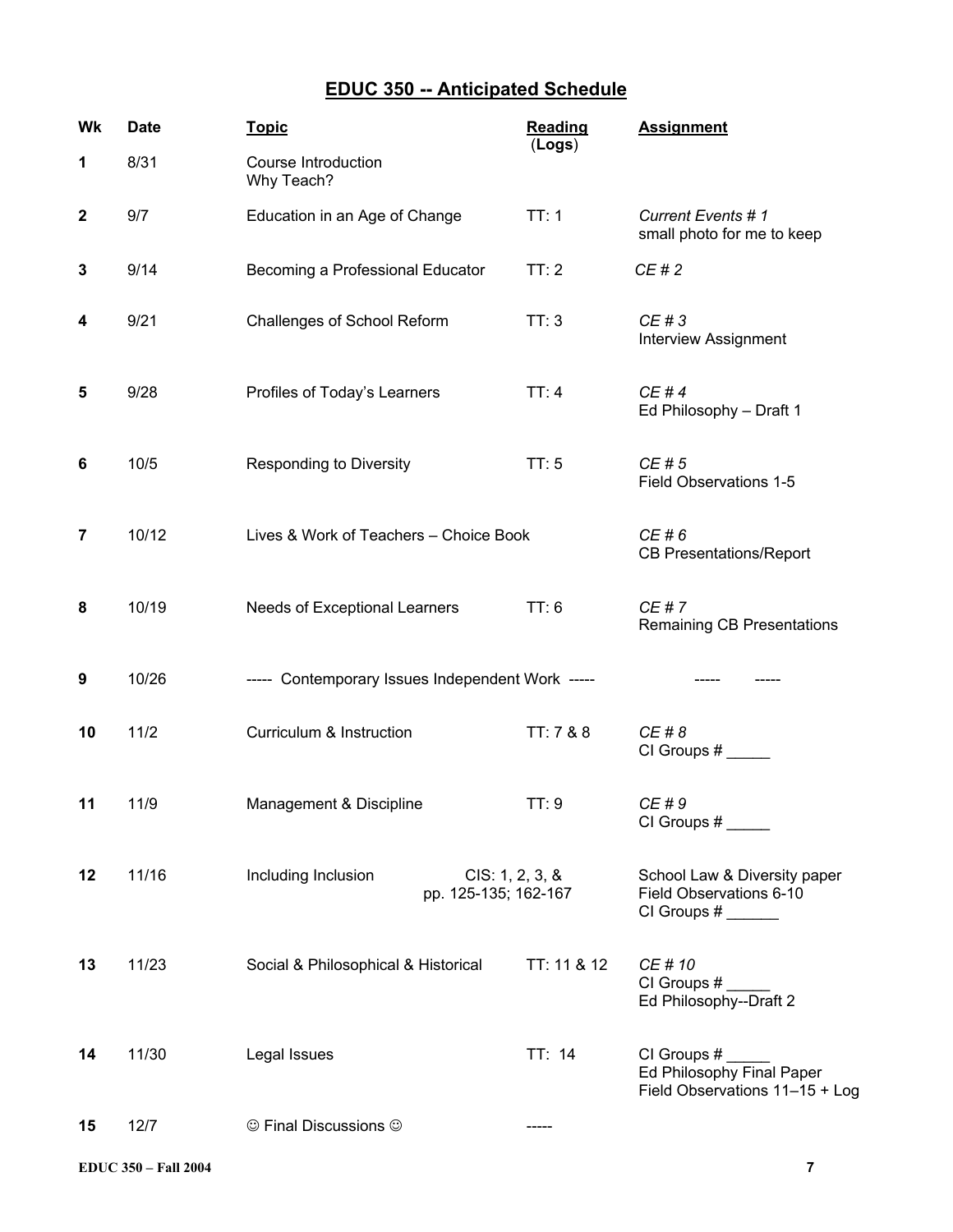# EDUC 350 -- Anticipated Schedule

| Wk | Date | Topic | Reading (Logs) | Assignment |
|---|---|---|---|---|
| 1 | 8/31 | Course Introduction<br>Why Teach? | | |
| 2 | 9/7 | Education in an Age of Change | TT: 1 | *Current Events # 1*<br>small photo for me to keep |
| 3 | 9/14 | Becoming a Professional Educator | TT: 2 | *CE # 2* |
| 4 | 9/21 | Challenges of School Reform | TT: 3 | *CE # 3*<br>Interview Assignment |
| 5 | 9/28 | Profiles of Today's Learners | TT: 4 | *CE # 4*<br>Ed Philosophy – Draft 1 |
| 6 | 10/5 | Responding to Diversity | TT: 5 | *CE # 5*<br>Field Observations 1-5 |
| 7 | 10/12 | Lives & Work of Teachers – Choice Book | | *CE # 6*<br>CB Presentations/Report |
| 8 | 10/19 | Needs of Exceptional Learners | TT: 6 | *CE # 7*<br>Remaining CB Presentations |
| 9 | 10/26 | ----- Contemporary Issues Independent Work ----- | | ----- ----- |
| 10 | 11/2 | Curriculum & Instruction | TT: 7 & 8 | *CE # 8*<br>CI Groups # _____ |
| 11 | 11/9 | Management & Discipline | TT: 9 | *CE # 9*<br>CI Groups # _____ |
| 12 | 11/16 | Including Inclusion | CIS: 1, 2, 3, &<br>pp. 125-135; 162-167 | School Law & Diversity paper<br>Field Observations 6-10<br>CI Groups # ______ |
| 13 | 11/23 | Social & Philosophical & Historical | TT: 11 & 12 | *CE # 10*<br>CI Groups # _____<br>Ed Philosophy--Draft 2 |
| 14 | 11/30 | Legal Issues | TT: 14 | CI Groups # _____<br>Ed Philosophy Final Paper<br>Field Observations 11–15 + Log |
| 15 | 12/7 | ☺ Final Discussions ☺ | ----- | |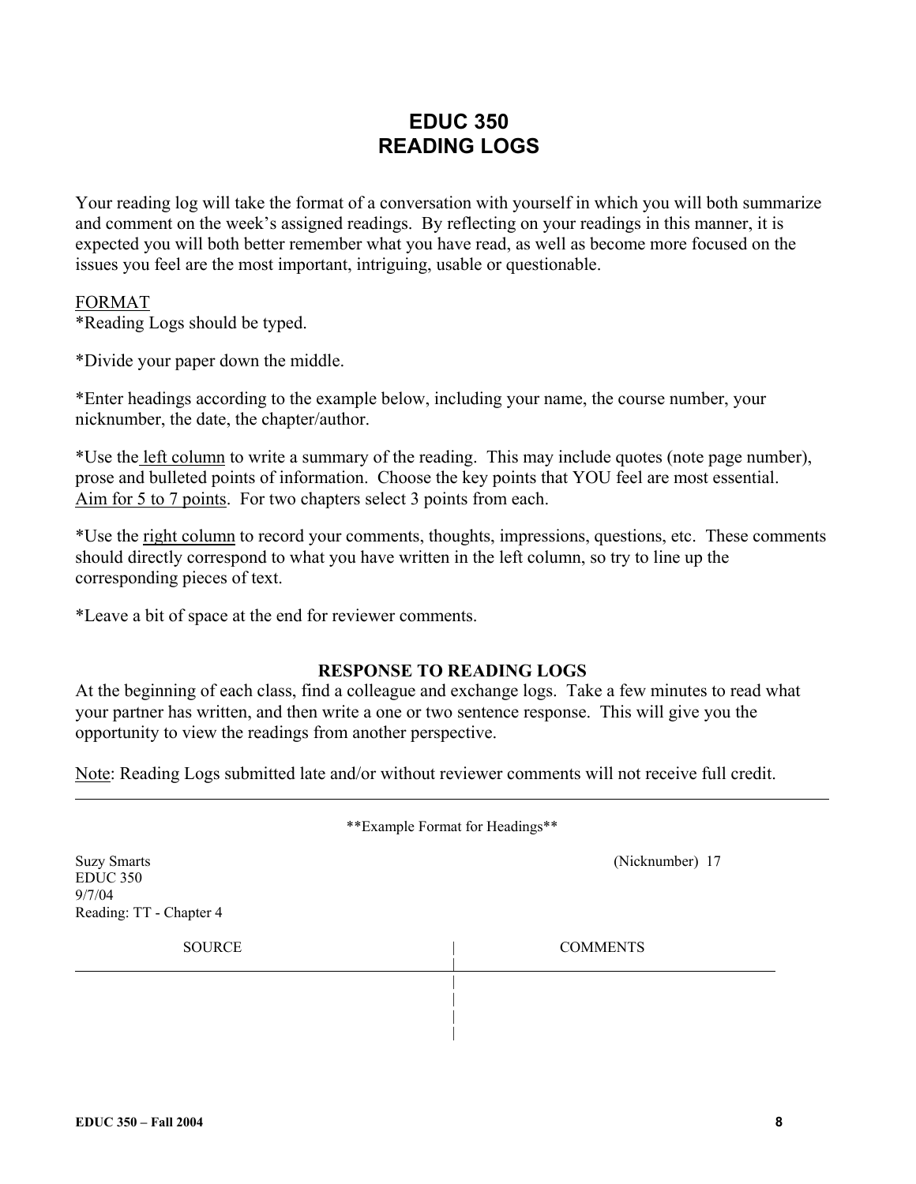# EDUC 350
# READING LOGS

Your reading log will take the format of a conversation with yourself in which you will both summarize and comment on the week's assigned readings. By reflecting on your readings in this manner, it is expected you will both better remember what you have read, as well as become more focused on the issues you feel are the most important, intriguing, usable or questionable.

<u>FORMAT</u>

*Reading Logs should be typed.

*Divide your paper down the middle.

*Enter headings according to the example below, including your name, the course number, your nicknumber, the date, the chapter/author.

*Use the <u>left column</u> to write a summary of the reading. This may include quotes (note page number), prose and bulleted points of information. Choose the key points that YOU feel are most essential. <u>Aim for 5 to 7 points</u>. For two chapters select 3 points from each.

*Use the <u>right column</u> to record your comments, thoughts, impressions, questions, etc. These comments should directly correspond to what you have written in the left column, so try to line up the corresponding pieces of text.

*Leave a bit of space at the end for reviewer comments.

### RESPONSE TO READING LOGS

At the beginning of each class, find a colleague and exchange logs. Take a few minutes to read what your partner has written, and then write a one or two sentence response. This will give you the opportunity to view the readings from another perspective.

<u>Note</u>: Reading Logs submitted late and/or without reviewer comments will not receive full credit.

---

**Example Format for Headings**

Suzy Smarts (Nicknumber) 17
EDUC 350
9/7/04
Reading: TT - Chapter 4

| SOURCE | COMMENTS |
|---|---|
| | |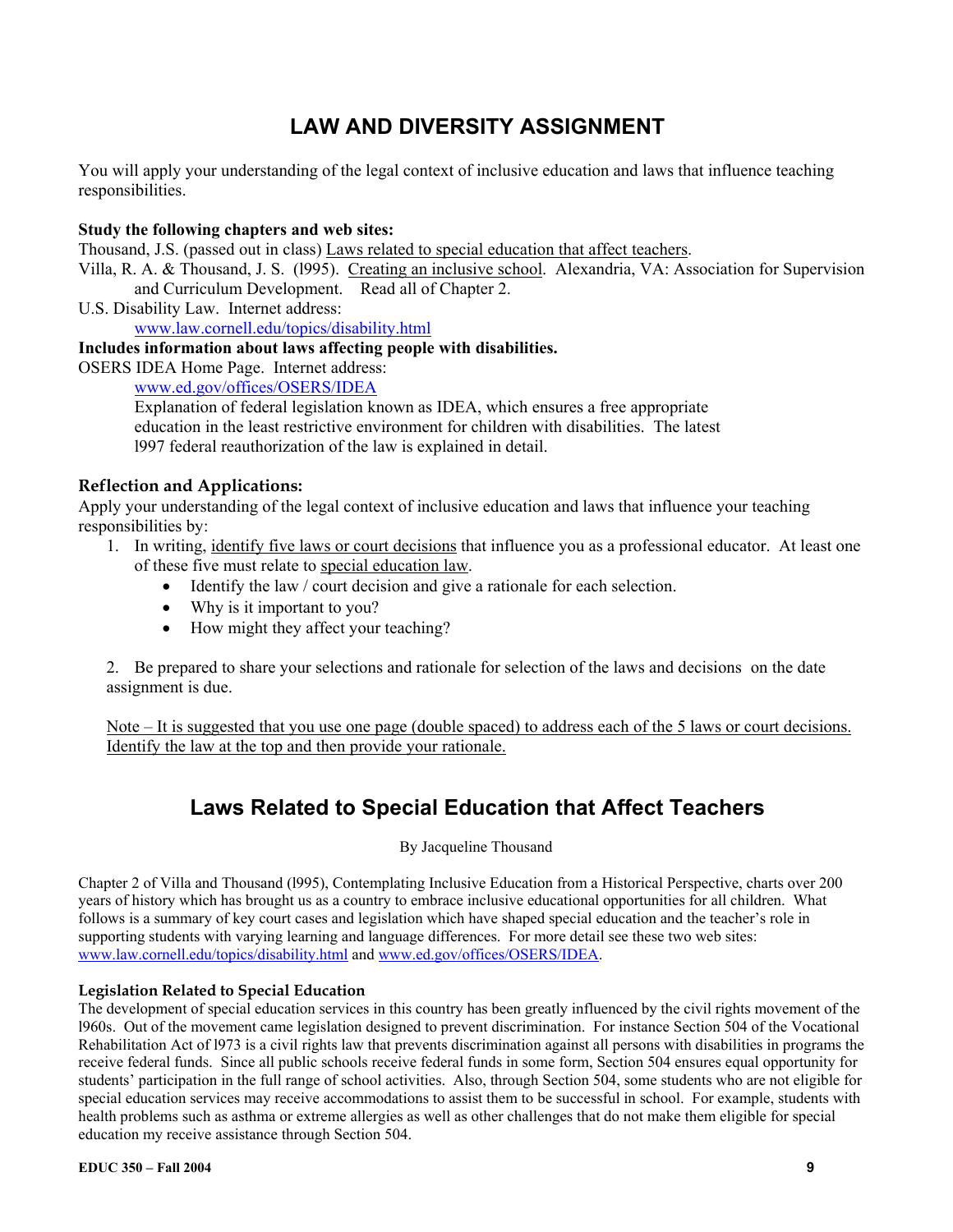# LAW AND DIVERSITY ASSIGNMENT

You will apply your understanding of the legal context of inclusive education and laws that influence teaching responsibilities.

**Study the following chapters and web sites:**

Thousand, J.S. (passed out in class) Laws related to special education that affect teachers.

Villa, R. A. & Thousand, J. S. (l995). Creating an inclusive school. Alexandria, VA: Association for Supervision and Curriculum Development. Read all of Chapter 2.

U.S. Disability Law. Internet address:
www.law.cornell.edu/topics/disability.html

**Includes information about laws affecting people with disabilities.**

OSERS IDEA Home Page. Internet address:
www.ed.gov/offices/OSERS/IDEA
Explanation of federal legislation known as IDEA, which ensures a free appropriate education in the least restrictive environment for children with disabilities. The latest l997 federal reauthorization of the law is explained in detail.

### Reflection and Applications:

Apply your understanding of the legal context of inclusive education and laws that influence your teaching responsibilities by:

1. In writing, identify five laws or court decisions that influence you as a professional educator. At least one of these five must relate to special education law.
   - Identify the law / court decision and give a rationale for each selection.
   - Why is it important to you?
   - How might they affect your teaching?

2. Be prepared to share your selections and rationale for selection of the laws and decisions on the date assignment is due.

Note – It is suggested that you use one page (double spaced) to address each of the 5 laws or court decisions. Identify the law at the top and then provide your rationale.

# Laws Related to Special Education that Affect Teachers

By Jacqueline Thousand

Chapter 2 of Villa and Thousand (l995), Contemplating Inclusive Education from a Historical Perspective, charts over 200 years of history which has brought us as a country to embrace inclusive educational opportunities for all children. What follows is a summary of key court cases and legislation which have shaped special education and the teacher's role in supporting students with varying learning and language differences. For more detail see these two web sites: www.law.cornell.edu/topics/disability.html and www.ed.gov/offices/OSERS/IDEA.

### Legislation Related to Special Education

The development of special education services in this country has been greatly influenced by the civil rights movement of the l960s. Out of the movement came legislation designed to prevent discrimination. For instance Section 504 of the Vocational Rehabilitation Act of l973 is a civil rights law that prevents discrimination against all persons with disabilities in programs the receive federal funds. Since all public schools receive federal funds in some form, Section 504 ensures equal opportunity for students' participation in the full range of school activities. Also, through Section 504, some students who are not eligible for special education services may receive accommodations to assist them to be successful in school. For example, students with health problems such as asthma or extreme allergies as well as other challenges that do not make them eligible for special education my receive assistance through Section 504.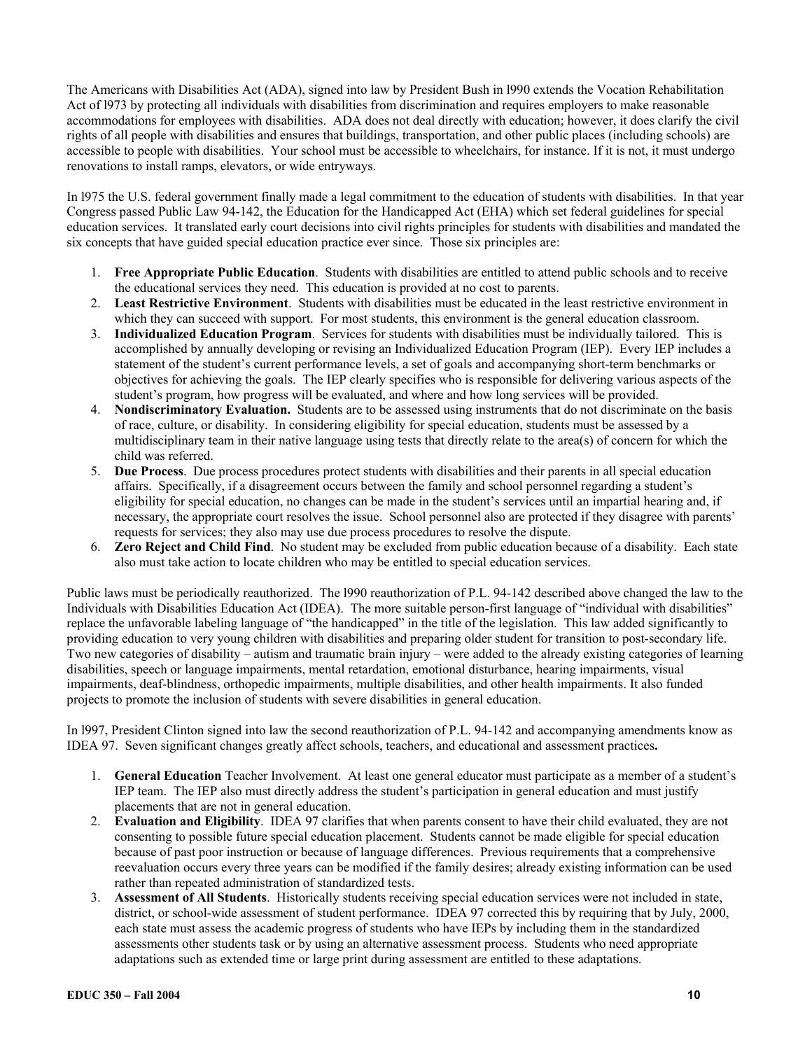The Americans with Disabilities Act (ADA), signed into law by President Bush in l990 extends the Vocation Rehabilitation Act of l973 by protecting all individuals with disabilities from discrimination and requires employers to make reasonable accommodations for employees with disabilities. ADA does not deal directly with education; however, it does clarify the civil rights of all people with disabilities and ensures that buildings, transportation, and other public places (including schools) are accessible to people with disabilities. Your school must be accessible to wheelchairs, for instance. If it is not, it must undergo renovations to install ramps, elevators, or wide entryways.

In l975 the U.S. federal government finally made a legal commitment to the education of students with disabilities. In that year Congress passed Public Law 94-142, the Education for the Handicapped Act (EHA) which set federal guidelines for special education services. It translated early court decisions into civil rights principles for students with disabilities and mandated the six concepts that have guided special education practice ever since. Those six principles are:

1. **Free Appropriate Public Education**. Students with disabilities are entitled to attend public schools and to receive the educational services they need. This education is provided at no cost to parents.
2. **Least Restrictive Environment**. Students with disabilities must be educated in the least restrictive environment in which they can succeed with support. For most students, this environment is the general education classroom.
3. **Individualized Education Program**. Services for students with disabilities must be individually tailored. This is accomplished by annually developing or revising an Individualized Education Program (IEP). Every IEP includes a statement of the student's current performance levels, a set of goals and accompanying short-term benchmarks or objectives for achieving the goals. The IEP clearly specifies who is responsible for delivering various aspects of the student's program, how progress will be evaluated, and where and how long services will be provided.
4. **Nondiscriminatory Evaluation.** Students are to be assessed using instruments that do not discriminate on the basis of race, culture, or disability. In considering eligibility for special education, students must be assessed by a multidisciplinary team in their native language using tests that directly relate to the area(s) of concern for which the child was referred.
5. **Due Process**. Due process procedures protect students with disabilities and their parents in all special education affairs. Specifically, if a disagreement occurs between the family and school personnel regarding a student's eligibility for special education, no changes can be made in the student's services until an impartial hearing and, if necessary, the appropriate court resolves the issue. School personnel also are protected if they disagree with parents' requests for services; they also may use due process procedures to resolve the dispute.
6. **Zero Reject and Child Find**. No student may be excluded from public education because of a disability. Each state also must take action to locate children who may be entitled to special education services.

Public laws must be periodically reauthorized. The l990 reauthorization of P.L. 94-142 described above changed the law to the Individuals with Disabilities Education Act (IDEA). The more suitable person-first language of "individual with disabilities" replace the unfavorable labeling language of "the handicapped" in the title of the legislation. This law added significantly to providing education to very young children with disabilities and preparing older student for transition to post-secondary life. Two new categories of disability – autism and traumatic brain injury – were added to the already existing categories of learning disabilities, speech or language impairments, mental retardation, emotional disturbance, hearing impairments, visual impairments, deaf-blindness, orthopedic impairments, multiple disabilities, and other health impairments. It also funded projects to promote the inclusion of students with severe disabilities in general education.

In l997, President Clinton signed into law the second reauthorization of P.L. 94-142 and accompanying amendments know as IDEA 97. Seven significant changes greatly affect schools, teachers, and educational and assessment practices**.**

1. **General Education** Teacher Involvement. At least one general educator must participate as a member of a student's IEP team. The IEP also must directly address the student's participation in general education and must justify placements that are not in general education.
2. **Evaluation and Eligibility**. IDEA 97 clarifies that when parents consent to have their child evaluated, they are not consenting to possible future special education placement. Students cannot be made eligible for special education because of past poor instruction or because of language differences. Previous requirements that a comprehensive reevaluation occurs every three years can be modified if the family desires; already existing information can be used rather than repeated administration of standardized tests.
3. **Assessment of All Students**. Historically students receiving special education services were not included in state, district, or school-wide assessment of student performance. IDEA 97 corrected this by requiring that by July, 2000, each state must assess the academic progress of students who have IEPs by including them in the standardized assessments other students task or by using an alternative assessment process. Students who need appropriate adaptations such as extended time or large print during assessment are entitled to these adaptations.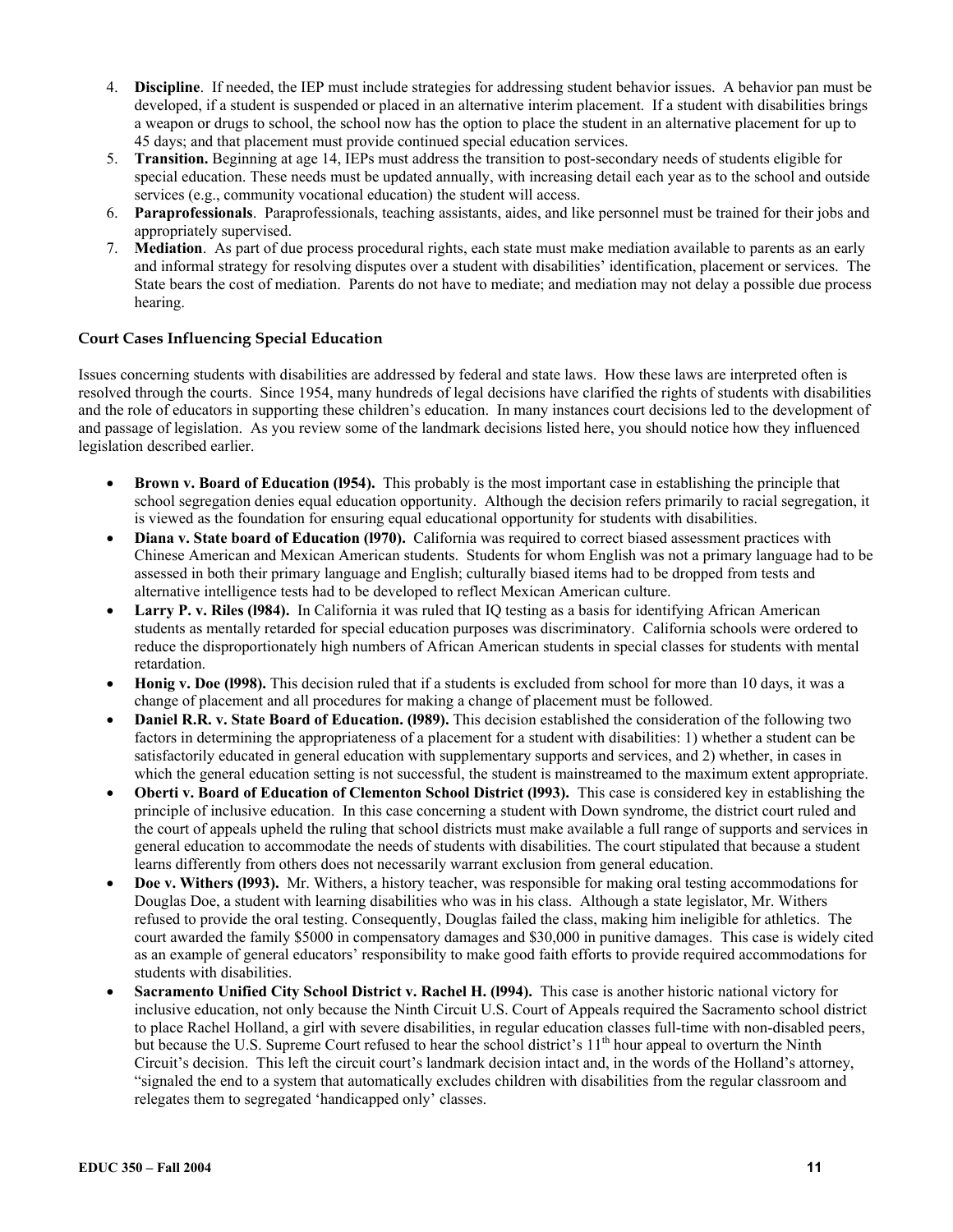4. **Discipline**. If needed, the IEP must include strategies for addressing student behavior issues. A behavior pan must be developed, if a student is suspended or placed in an alternative interim placement. If a student with disabilities brings a weapon or drugs to school, the school now has the option to place the student in an alternative placement for up to 45 days; and that placement must provide continued special education services.
5. **Transition.** Beginning at age 14, IEPs must address the transition to post-secondary needs of students eligible for special education. These needs must be updated annually, with increasing detail each year as to the school and outside services (e.g., community vocational education) the student will access.
6. **Paraprofessionals**. Paraprofessionals, teaching assistants, aides, and like personnel must be trained for their jobs and appropriately supervised.
7. **Mediation**. As part of due process procedural rights, each state must make mediation available to parents as an early and informal strategy for resolving disputes over a student with disabilities' identification, placement or services. The State bears the cost of mediation. Parents do not have to mediate; and mediation may not delay a possible due process hearing.

### Court Cases Influencing Special Education

Issues concerning students with disabilities are addressed by federal and state laws. How these laws are interpreted often is resolved through the courts. Since 1954, many hundreds of legal decisions have clarified the rights of students with disabilities and the role of educators in supporting these children's education. In many instances court decisions led to the development of and passage of legislation. As you review some of the landmark decisions listed here, you should notice how they influenced legislation described earlier.

- **Brown v. Board of Education (l954).** This probably is the most important case in establishing the principle that school segregation denies equal education opportunity. Although the decision refers primarily to racial segregation, it is viewed as the foundation for ensuring equal educational opportunity for students with disabilities.
- **Diana v. State board of Education (l970).** California was required to correct biased assessment practices with Chinese American and Mexican American students. Students for whom English was not a primary language had to be assessed in both their primary language and English; culturally biased items had to be dropped from tests and alternative intelligence tests had to be developed to reflect Mexican American culture.
- **Larry P. v. Riles (l984).** In California it was ruled that IQ testing as a basis for identifying African American students as mentally retarded for special education purposes was discriminatory. California schools were ordered to reduce the disproportionately high numbers of African American students in special classes for students with mental retardation.
- **Honig v. Doe (l998).** This decision ruled that if a students is excluded from school for more than 10 days, it was a change of placement and all procedures for making a change of placement must be followed.
- **Daniel R.R. v. State Board of Education. (l989).** This decision established the consideration of the following two factors in determining the appropriateness of a placement for a student with disabilities: 1) whether a student can be satisfactorily educated in general education with supplementary supports and services, and 2) whether, in cases in which the general education setting is not successful, the student is mainstreamed to the maximum extent appropriate.
- **Oberti v. Board of Education of Clementon School District (l993).** This case is considered key in establishing the principle of inclusive education. In this case concerning a student with Down syndrome, the district court ruled and the court of appeals upheld the ruling that school districts must make available a full range of supports and services in general education to accommodate the needs of students with disabilities. The court stipulated that because a student learns differently from others does not necessarily warrant exclusion from general education.
- **Doe v. Withers (l993).** Mr. Withers, a history teacher, was responsible for making oral testing accommodations for Douglas Doe, a student with learning disabilities who was in his class. Although a state legislator, Mr. Withers refused to provide the oral testing. Consequently, Douglas failed the class, making him ineligible for athletics. The court awarded the family $5000 in compensatory damages and $30,000 in punitive damages. This case is widely cited as an example of general educators' responsibility to make good faith efforts to provide required accommodations for students with disabilities.
- **Sacramento Unified City School District v. Rachel H. (l994).** This case is another historic national victory for inclusive education, not only because the Ninth Circuit U.S. Court of Appeals required the Sacramento school district to place Rachel Holland, a girl with severe disabilities, in regular education classes full-time with non-disabled peers, but because the U.S. Supreme Court refused to hear the school district's 11th hour appeal to overturn the Ninth Circuit's decision. This left the circuit court's landmark decision intact and, in the words of the Holland's attorney, "signaled the end to a system that automatically excludes children with disabilities from the regular classroom and relegates them to segregated 'handicapped only' classes.